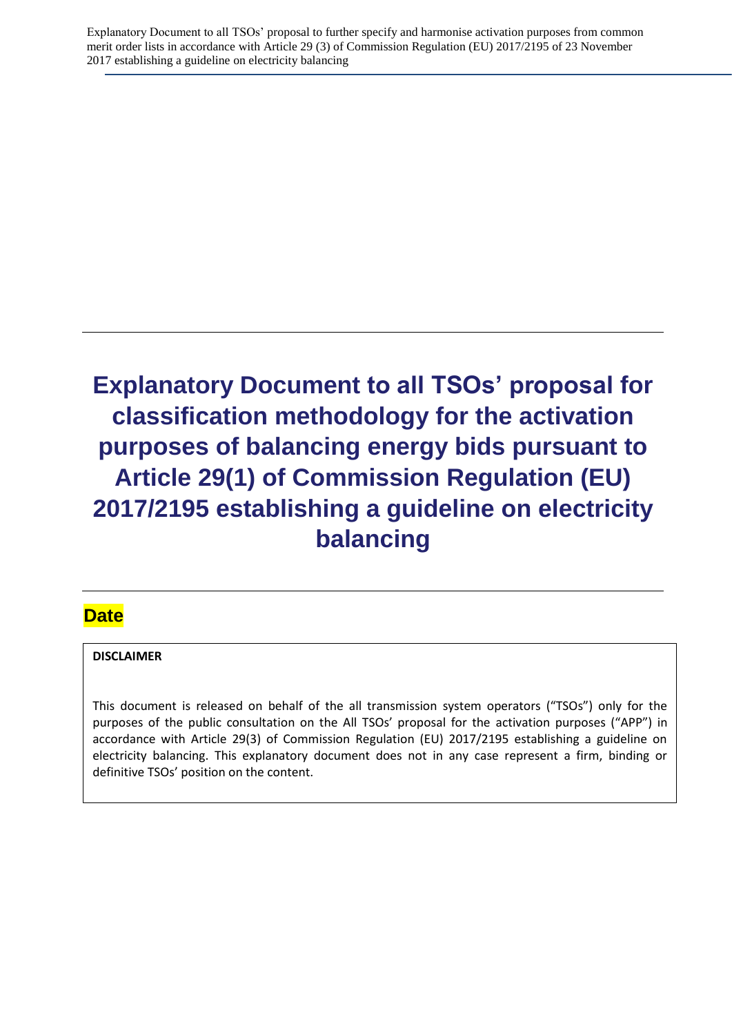# Explanatory Document to all TSOs' proposal for classification methodology for the activation purposes of balancing energy bids pursuant to Article 29(1) of Commission Regulation (EU) 2017/2195 establishing a guideline on electricity balancing

## Date

**DISCLAIMER**

This document is released on behalf of the all transmission system operators ("TSOs") only for the purposes of the public consultation on the All TSOs' proposal for the activation purposes ("APP") in accordance with Article 29(3) of Commission Regulation (EU) 2017/2195 establishing a guideline on electricity balancing. This explanatory document does not in any case represent a firm, binding or definitive TSOs' position on the content.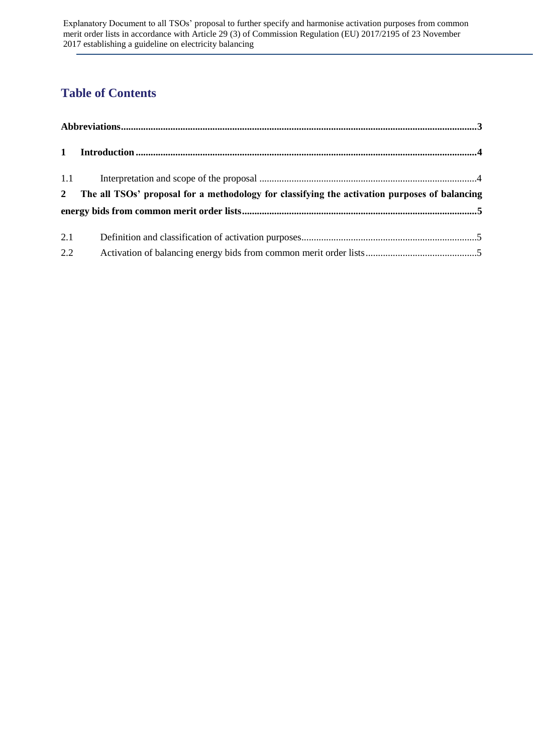# Table of Contents

**Abbreviations** .......... **3**

**1 Introduction** .......... **4**

1.1 Interpretation and scope of the proposal .......... 4

**2 The all TSOs' proposal for a methodology for classifying the activation purposes of balancing energy bids from common merit order lists** .......... **5**

2.1 Definition and classification of activation purposes .......... 5

2.2 Activation of balancing energy bids from common merit order lists .......... 5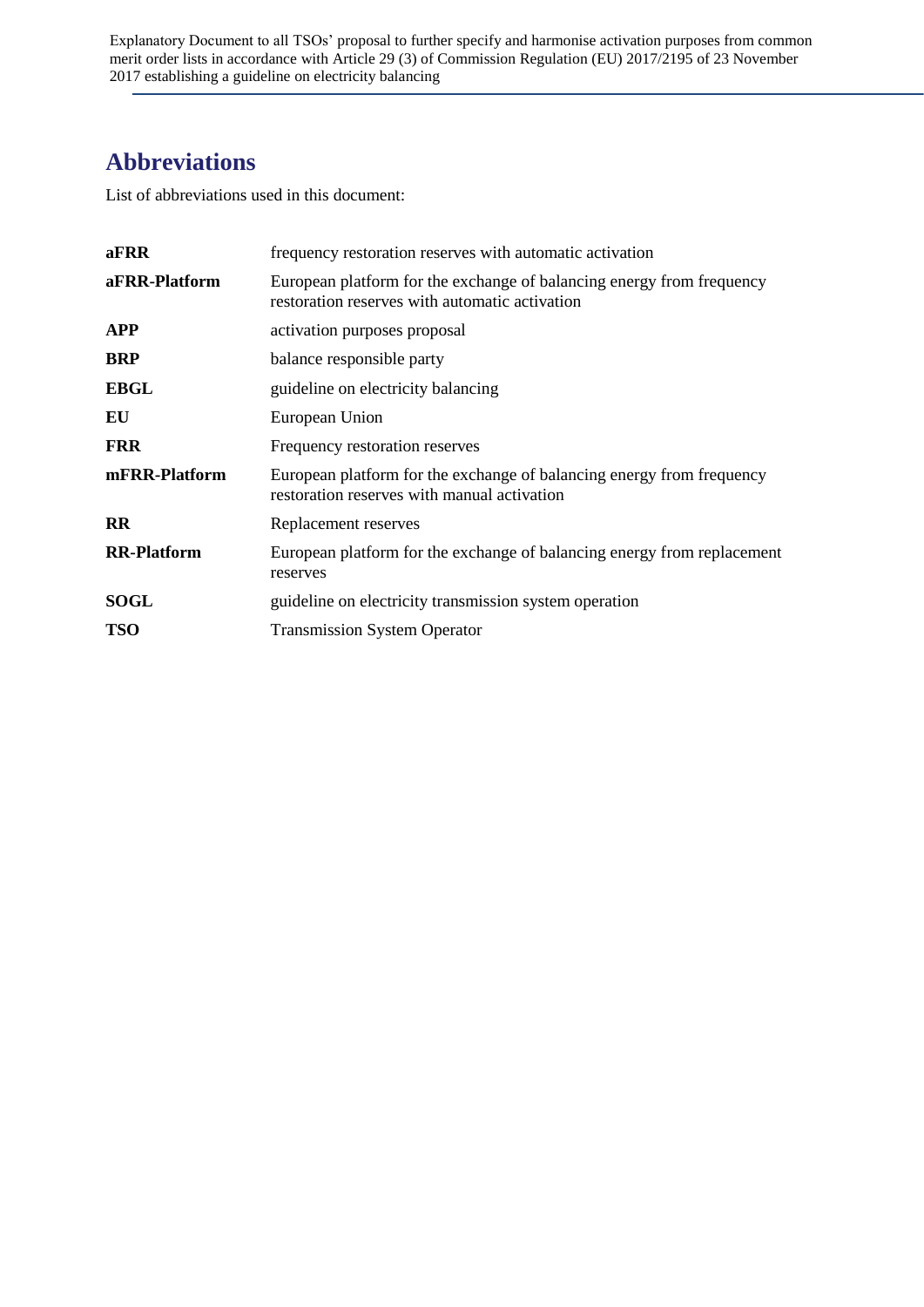# Abbreviations

List of abbreviations used in this document:

| | |
|---|---|
| **aFRR** | frequency restoration reserves with automatic activation |
| **aFRR-Platform** | European platform for the exchange of balancing energy from frequency restoration reserves with automatic activation |
| **APP** | activation purposes proposal |
| **BRP** | balance responsible party |
| **EBGL** | guideline on electricity balancing |
| **EU** | European Union |
| **FRR** | Frequency restoration reserves |
| **mFRR-Platform** | European platform for the exchange of balancing energy from frequency restoration reserves with manual activation |
| **RR** | Replacement reserves |
| **RR-Platform** | European platform for the exchange of balancing energy from replacement reserves |
| **SOGL** | guideline on electricity transmission system operation |
| **TSO** | Transmission System Operator |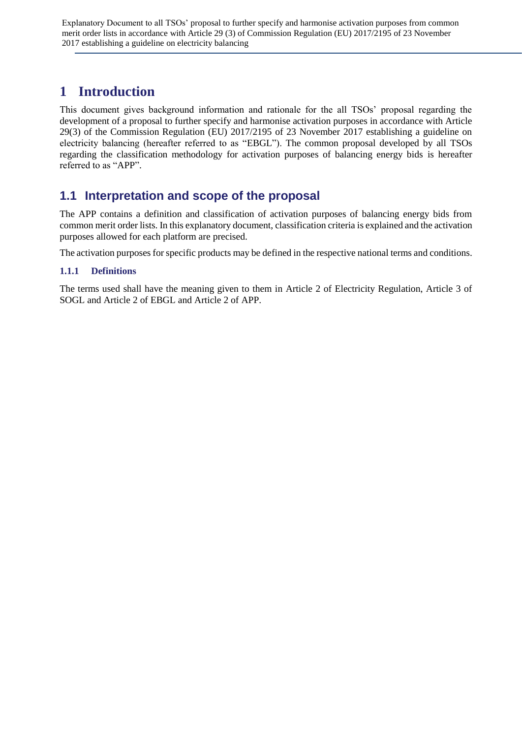# 1 Introduction

This document gives background information and rationale for the all TSOs' proposal regarding the development of a proposal to further specify and harmonise activation purposes in accordance with Article 29(3) of the Commission Regulation (EU) 2017/2195 of 23 November 2017 establishing a guideline on electricity balancing (hereafter referred to as "EBGL"). The common proposal developed by all TSOs regarding the classification methodology for activation purposes of balancing energy bids is hereafter referred to as "APP".

## 1.1 Interpretation and scope of the proposal

The APP contains a definition and classification of activation purposes of balancing energy bids from common merit order lists. In this explanatory document, classification criteria is explained and the activation purposes allowed for each platform are precised.

The activation purposes for specific products may be defined in the respective national terms and conditions.

### 1.1.1 Definitions

The terms used shall have the meaning given to them in Article 2 of Electricity Regulation, Article 3 of SOGL and Article 2 of EBGL and Article 2 of APP.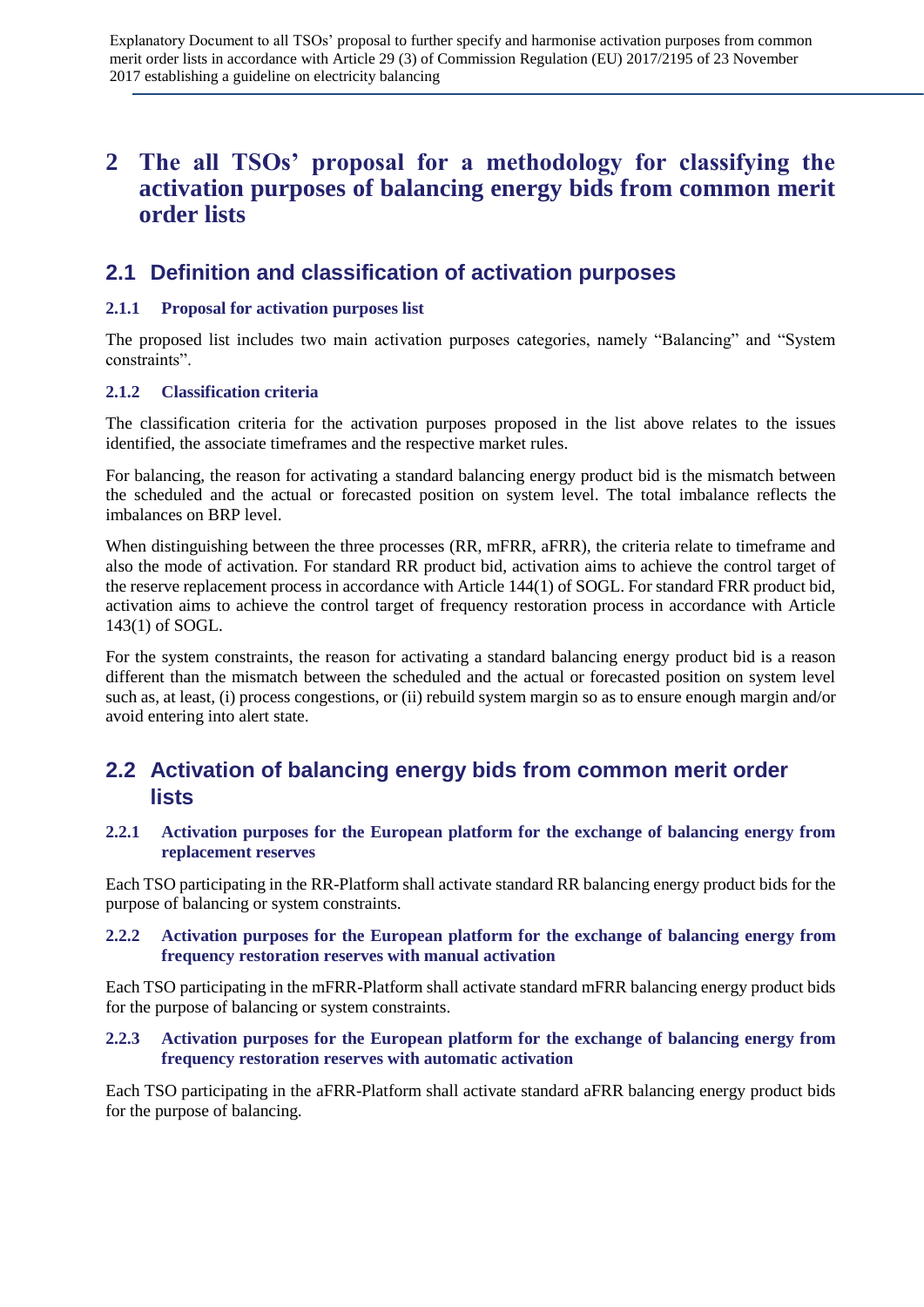# 2 The all TSOs' proposal for a methodology for classifying the activation purposes of balancing energy bids from common merit order lists

## 2.1 Definition and classification of activation purposes

### 2.1.1 Proposal for activation purposes list

The proposed list includes two main activation purposes categories, namely "Balancing" and "System constraints".

### 2.1.2 Classification criteria

The classification criteria for the activation purposes proposed in the list above relates to the issues identified, the associate timeframes and the respective market rules.

For balancing, the reason for activating a standard balancing energy product bid is the mismatch between the scheduled and the actual or forecasted position on system level. The total imbalance reflects the imbalances on BRP level.

When distinguishing between the three processes (RR, mFRR, aFRR), the criteria relate to timeframe and also the mode of activation. For standard RR product bid, activation aims to achieve the control target of the reserve replacement process in accordance with Article 144(1) of SOGL. For standard FRR product bid, activation aims to achieve the control target of frequency restoration process in accordance with Article 143(1) of SOGL.

For the system constraints, the reason for activating a standard balancing energy product bid is a reason different than the mismatch between the scheduled and the actual or forecasted position on system level such as, at least, (i) process congestions, or (ii) rebuild system margin so as to ensure enough margin and/or avoid entering into alert state.

## 2.2 Activation of balancing energy bids from common merit order lists

### 2.2.1 Activation purposes for the European platform for the exchange of balancing energy from replacement reserves

Each TSO participating in the RR-Platform shall activate standard RR balancing energy product bids for the purpose of balancing or system constraints.

### 2.2.2 Activation purposes for the European platform for the exchange of balancing energy from frequency restoration reserves with manual activation

Each TSO participating in the mFRR-Platform shall activate standard mFRR balancing energy product bids for the purpose of balancing or system constraints.

### 2.2.3 Activation purposes for the European platform for the exchange of balancing energy from frequency restoration reserves with automatic activation

Each TSO participating in the aFRR-Platform shall activate standard aFRR balancing energy product bids for the purpose of balancing.